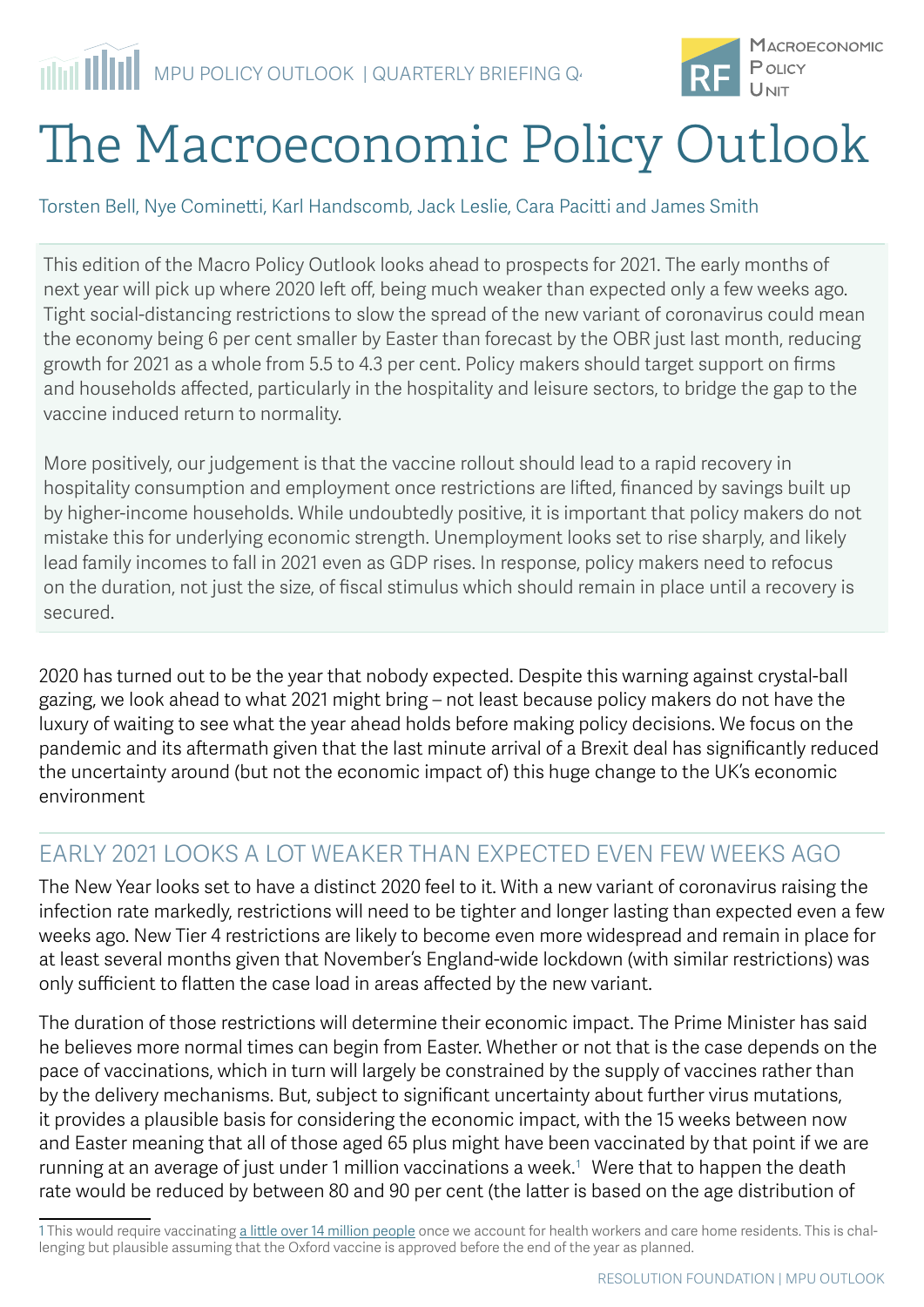# The Macroeconomic Policy Outlook

Torsten Bell, Nye Cominetti, Karl Handscomb, Jack Leslie, Cara Pacitti and James Smith

This edition of the Macro Policy Outlook looks ahead to prospects for 2021. The early months of next year will pick up where 2020 left off, being much weaker than expected only a few weeks ago. Tight social-distancing restrictions to slow the spread of the new variant of coronavirus could mean the economy being 6 per cent smaller by Easter than forecast by the OBR just last month, reducing growth for 2021 as a whole from 5.5 to 4.3 per cent. Policy makers should target support on firms and households affected, particularly in the hospitality and leisure sectors, to bridge the gap to the vaccine induced return to normality.

More positively, our judgement is that the vaccine rollout should lead to a rapid recovery in hospitality consumption and employment once restrictions are lifted, financed by savings built up by higher-income households. While undoubtedly positive, it is important that policy makers do not mistake this for underlying economic strength. Unemployment looks set to rise sharply, and likely lead family incomes to fall in 2021 even as GDP rises. In response, policy makers need to refocus on the duration, not just the size, of fiscal stimulus which should remain in place until a recovery is secured.

2020 has turned out to be the year that nobody expected. Despite this warning against crystal-ball gazing, we look ahead to what 2021 might bring – not least because policy makers do not have the luxury of waiting to see what the year ahead holds before making policy decisions. We focus on the pandemic and its aftermath given that the last minute arrival of a Brexit deal has significantly reduced the uncertainty around (but not the economic impact of) this huge change to the UK's economic environment

## EARLY 2021 LOOKS A LOT WEAKER THAN EXPECTED EVEN FEW WEEKS AGO

The New Year looks set to have a distinct 2020 feel to it. With a new variant of coronavirus raising the infection rate markedly, restrictions will need to be tighter and longer lasting than expected even a few weeks ago. New Tier 4 restrictions are likely to become even more widespread and remain in place for at least several months given that November's England-wide lockdown (with similar restrictions) was only sufficient to flatten the case load in areas affected by the new variant.

The duration of those restrictions will determine their economic impact. The Prime Minister has said he believes more normal times can begin from Easter. Whether or not that is the case depends on the pace of vaccinations, which in turn will largely be constrained by the supply of vaccines rather than by the delivery mechanisms. But, subject to significant uncertainty about further virus mutations, it provides a plausible basis for considering the economic impact, with the 15 weeks between now and Easter meaning that all of those aged 65 plus might have been vaccinated by that point if we are running at an average of just under 1 million vaccinations a week.[1] Were that to happen the death rate would be reduced by between 80 and 90 per cent (the latter is based on the age distribution of

[1] This would require vaccinating a little over 14 million people once we account for health workers and care home residents. This is challenging but plausible assuming that the Oxford vaccine is approved before the end of the year as planned.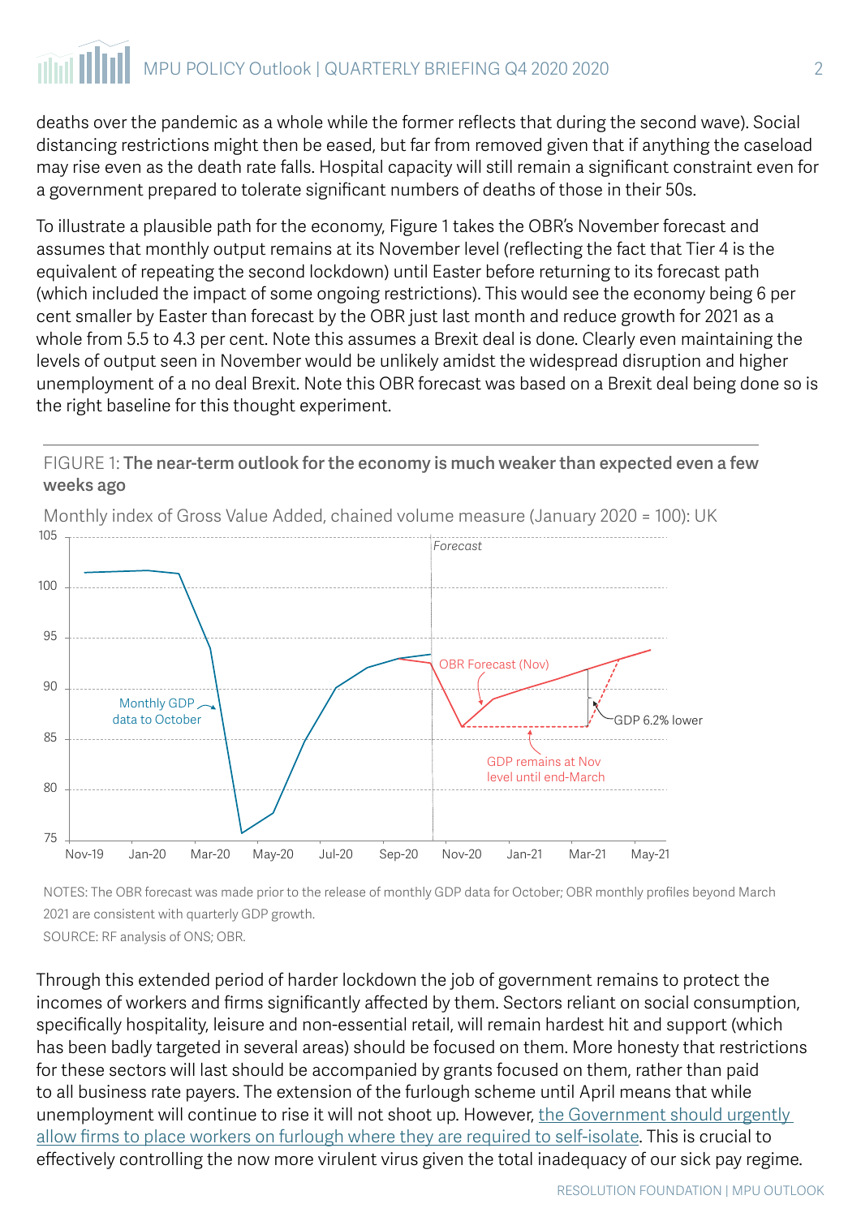deaths over the pandemic as a whole while the former reflects that during the second wave). Social distancing restrictions might then be eased, but far from removed given that if anything the caseload may rise even as the death rate falls. Hospital capacity will still remain a significant constraint even for a government prepared to tolerate significant numbers of deaths of those in their 50s.

To illustrate a plausible path for the economy, Figure 1 takes the OBR's November forecast and assumes that monthly output remains at its November level (reflecting the fact that Tier 4 is the equivalent of repeating the second lockdown) until Easter before returning to its forecast path (which included the impact of some ongoing restrictions). This would see the economy being 6 per cent smaller by Easter than forecast by the OBR just last month and reduce growth for 2021 as a whole from 5.5 to 4.3 per cent. Note this assumes a Brexit deal is done. Clearly even maintaining the levels of output seen in November would be unlikely amidst the widespread disruption and higher unemployment of a no deal Brexit. Note this OBR forecast was based on a Brexit deal being done so is the right baseline for this thought experiment.

FIGURE 1: **The near-term outlook for the economy is much weaker than expected even a few weeks ago**

Monthly index of Gross Value Added, chained volume measure (January 2020 = 100): UK

NOTES: The OBR forecast was made prior to the release of monthly GDP data for October; OBR monthly profiles beyond March 2021 are consistent with quarterly GDP growth.
SOURCE: RF analysis of ONS; OBR.

Through this extended period of harder lockdown the job of government remains to protect the incomes of workers and firms significantly affected by them. Sectors reliant on social consumption, specifically hospitality, leisure and non-essential retail, will remain hardest hit and support (which has been badly targeted in several areas) should be focused on them. More honesty that restrictions for these sectors will last should be accompanied by grants focused on them, rather than paid to all business rate payers. The extension of the furlough scheme until April means that while unemployment will continue to rise it will not shoot up. However, the Government should urgently allow firms to place workers on furlough where they are required to self-isolate. This is crucial to effectively controlling the now more virulent virus given the total inadequacy of our sick pay regime.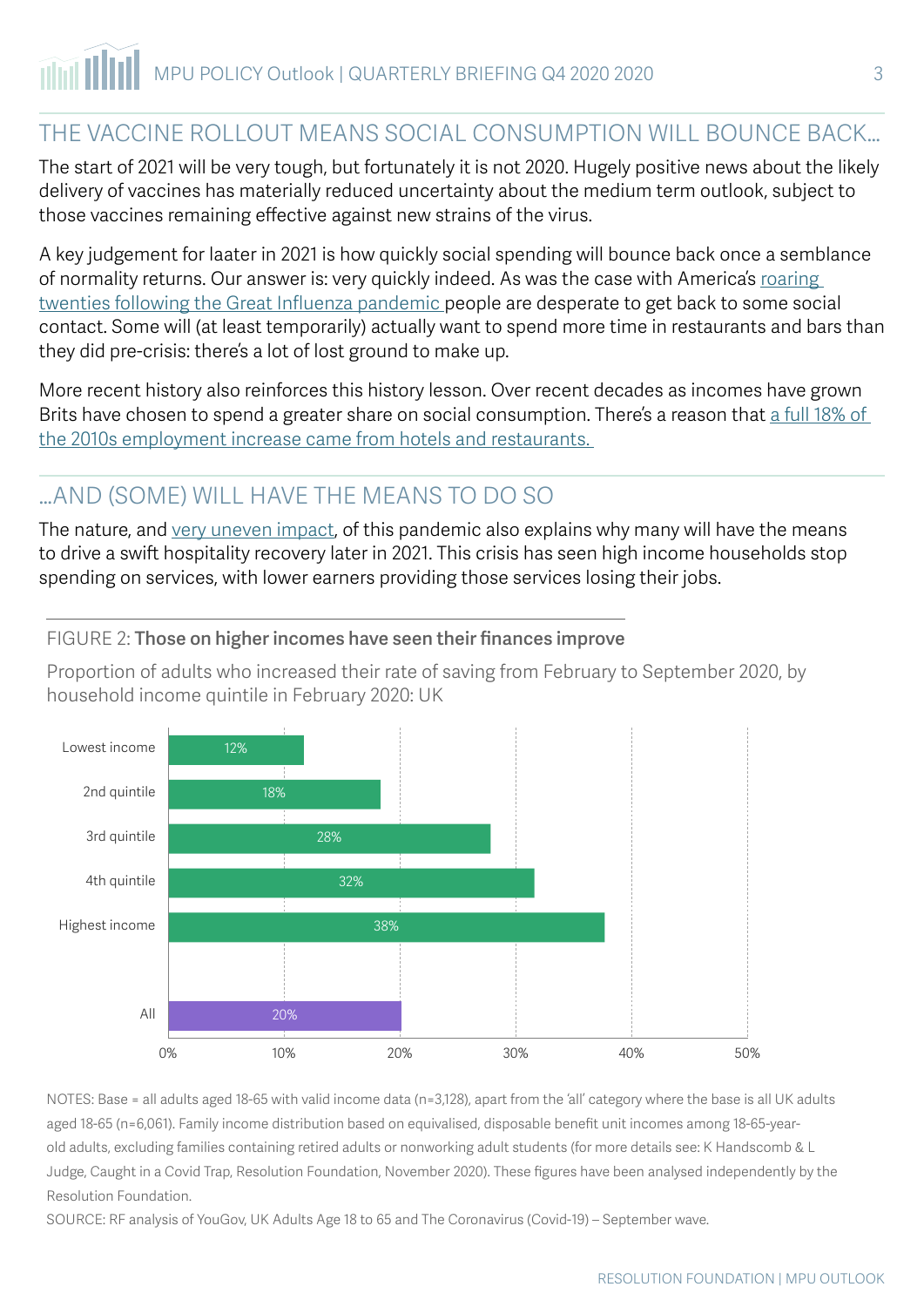## THE VACCINE ROLLOUT MEANS SOCIAL CONSUMPTION WILL BOUNCE BACK...

The start of 2021 will be very tough, but fortunately it is not 2020. Hugely positive news about the likely delivery of vaccines has materially reduced uncertainty about the medium term outlook, subject to those vaccines remaining effective against new strains of the virus.

A key judgement for laater in 2021 is how quickly social spending will bounce back once a semblance of normality returns. Our answer is: very quickly indeed. As was the case with America's roaring twenties following the Great Influenza pandemic people are desperate to get back to some social contact. Some will (at least temporarily) actually want to spend more time in restaurants and bars than they did pre-crisis: there's a lot of lost ground to make up.

More recent history also reinforces this history lesson. Over recent decades as incomes have grown Brits have chosen to spend a greater share on social consumption. There's a reason that a full 18% of the 2010s employment increase came from hotels and restaurants.

## ...AND (SOME) WILL HAVE THE MEANS TO DO SO

The nature, and very uneven impact, of this pandemic also explains why many will have the means to drive a swift hospitality recovery later in 2021. This crisis has seen high income households stop spending on services, with lower earners providing those services losing their jobs.

FIGURE 2: **Those on higher incomes have seen their finances improve**

Proportion of adults who increased their rate of saving from February to September 2020, by household income quintile in February 2020: UK

| Household income quintile | Proportion |
| --- | --- |
| Lowest income | 12% |
| 2nd quintile | 18% |
| 3rd quintile | 28% |
| 4th quintile | 32% |
| Highest income | 38% |
| All | 20% |

NOTES: Base = all adults aged 18-65 with valid income data (n=3,128), apart from the 'all' category where the base is all UK adults aged 18-65 (n=6,061). Family income distribution based on equivalised, disposable benefit unit incomes among 18-65-year-old adults, excluding families containing retired adults or nonworking adult students (for more details see: K Handscomb & L Judge, Caught in a Covid Trap, Resolution Foundation, November 2020). These figures have been analysed independently by the Resolution Foundation.

SOURCE: RF analysis of YouGov, UK Adults Age 18 to 65 and The Coronavirus (Covid-19) – September wave.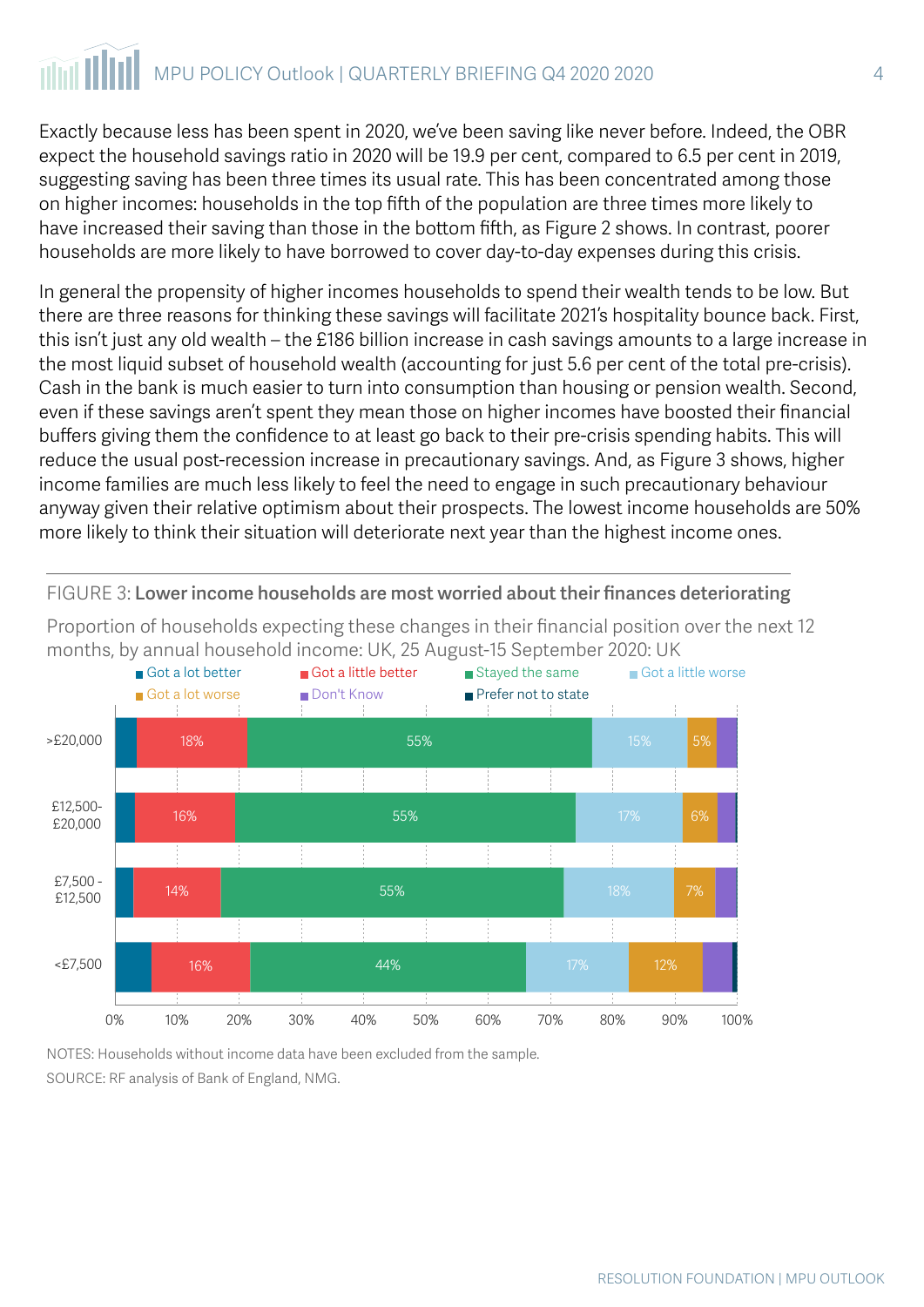Exactly because less has been spent in 2020, we've been saving like never before. Indeed, the OBR expect the household savings ratio in 2020 will be 19.9 per cent, compared to 6.5 per cent in 2019, suggesting saving has been three times its usual rate. This has been concentrated among those on higher incomes: households in the top fifth of the population are three times more likely to have increased their saving than those in the bottom fifth, as Figure 2 shows. In contrast, poorer households are more likely to have borrowed to cover day-to-day expenses during this crisis.

In general the propensity of higher incomes households to spend their wealth tends to be low. But there are three reasons for thinking these savings will facilitate 2021's hospitality bounce back. First, this isn't just any old wealth – the £186 billion increase in cash savings amounts to a large increase in the most liquid subset of household wealth (accounting for just 5.6 per cent of the total pre-crisis). Cash in the bank is much easier to turn into consumption than housing or pension wealth. Second, even if these savings aren't spent they mean those on higher incomes have boosted their financial buffers giving them the confidence to at least go back to their pre-crisis spending habits. This will reduce the usual post-recession increase in precautionary savings. And, as Figure 3 shows, higher income families are much less likely to feel the need to engage in such precautionary behaviour anyway given their relative optimism about their prospects. The lowest income households are 50% more likely to think their situation will deteriorate next year than the highest income ones.

FIGURE 3: **Lower income households are most worried about their finances deteriorating**

Proportion of households expecting these changes in their financial position over the next 12 months, by annual household income: UK, 25 August-15 September 2020: UK

| Income | Got a lot better | Got a little better | Stayed the same | Got a little worse | Got a lot worse | Don't Know | Prefer not to state |
|---|---|---|---|---|---|---|---|
| >£20,000 | | 18% | 55% | 15% | 5% | | |
| £12,500-£20,000 | | 16% | 55% | 17% | 6% | | |
| £7,500 - £12,500 | | 14% | 55% | 18% | 7% | | |
| <£7,500 | | 16% | 44% | 17% | 12% | | |

NOTES: Households without income data have been excluded from the sample.

SOURCE: RF analysis of Bank of England, NMG.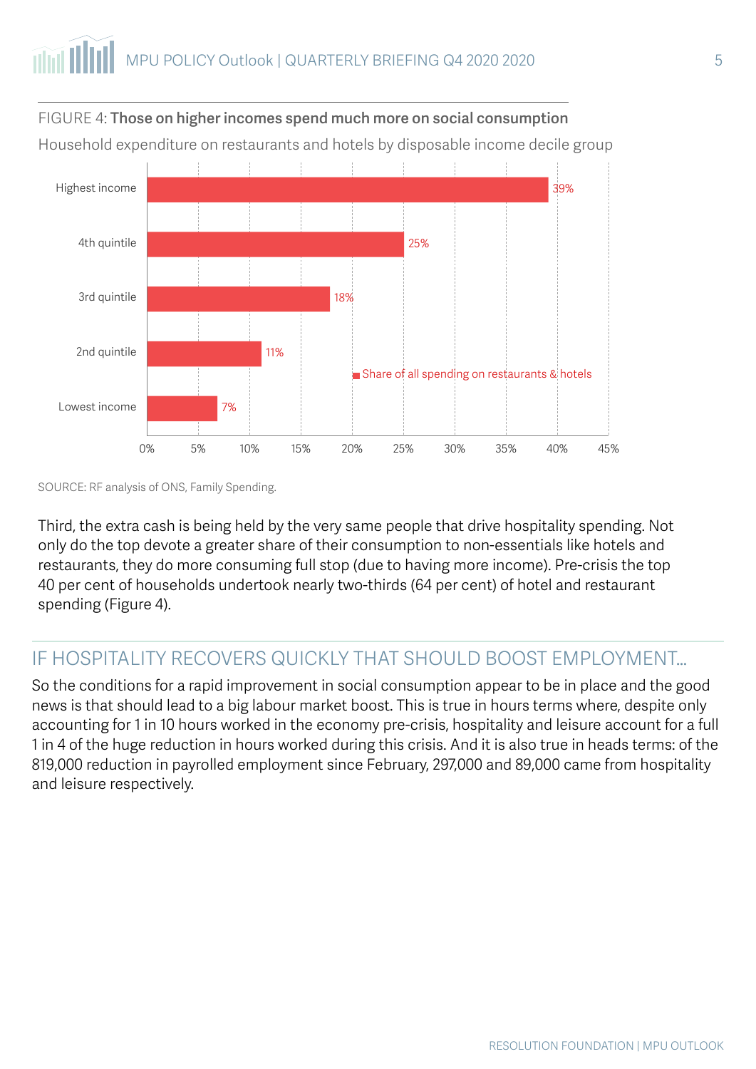FIGURE 4: **Those on higher incomes spend much more on social consumption**

Household expenditure on restaurants and hotels by disposable income decile group

| | Share of all spending on restaurants & hotels |
|---|---|
| Highest income | 39% |
| 4th quintile | 25% |
| 3rd quintile | 18% |
| 2nd quintile | 11% |
| Lowest income | 7% |

SOURCE: RF analysis of ONS, Family Spending.

Third, the extra cash is being held by the very same people that drive hospitality spending. Not only do the top devote a greater share of their consumption to non-essentials like hotels and restaurants, they do more consuming full stop (due to having more income). Pre-crisis the top 40 per cent of households undertook nearly two-thirds (64 per cent) of hotel and restaurant spending (Figure 4).

## IF HOSPITALITY RECOVERS QUICKLY THAT SHOULD BOOST EMPLOYMENT...

So the conditions for a rapid improvement in social consumption appear to be in place and the good news is that should lead to a big labour market boost. This is true in hours terms where, despite only accounting for 1 in 10 hours worked in the economy pre-crisis, hospitality and leisure account for a full 1 in 4 of the huge reduction in hours worked during this crisis. And it is also true in heads terms: of the 819,000 reduction in payrolled employment since February, 297,000 and 89,000 came from hospitality and leisure respectively.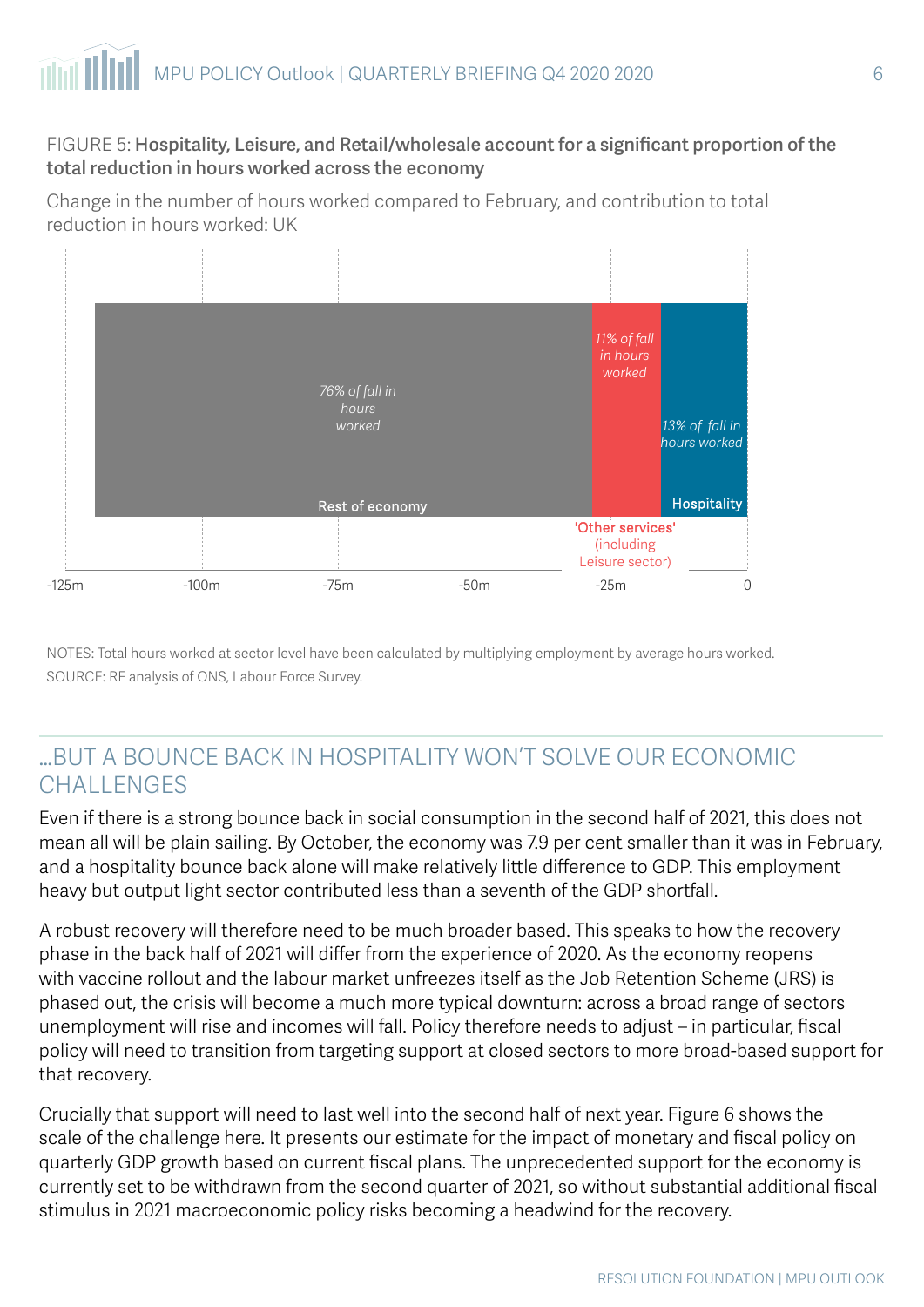FIGURE 5: **Hospitality, Leisure, and Retail/wholesale account for a significant proportion of the total reduction in hours worked across the economy**

Change in the number of hours worked compared to February, and contribution to total reduction in hours worked: UK

*76% of fall in hours worked*

Rest of economy

*11% of fall in hours worked*

'Other services' (including Leisure sector)

*13% of fall in hours worked*

Hospitality

-125m -100m -75m -50m -25m 0

NOTES: Total hours worked at sector level have been calculated by multiplying employment by average hours worked.
SOURCE: RF analysis of ONS, Labour Force Survey.

## ...BUT A BOUNCE BACK IN HOSPITALITY WON'T SOLVE OUR ECONOMIC CHALLENGES

Even if there is a strong bounce back in social consumption in the second half of 2021, this does not mean all will be plain sailing. By October, the economy was 7.9 per cent smaller than it was in February, and a hospitality bounce back alone will make relatively little difference to GDP. This employment heavy but output light sector contributed less than a seventh of the GDP shortfall.

A robust recovery will therefore need to be much broader based. This speaks to how the recovery phase in the back half of 2021 will differ from the experience of 2020. As the economy reopens with vaccine rollout and the labour market unfreezes itself as the Job Retention Scheme (JRS) is phased out, the crisis will become a much more typical downturn: across a broad range of sectors unemployment will rise and incomes will fall. Policy therefore needs to adjust – in particular, fiscal policy will need to transition from targeting support at closed sectors to more broad-based support for that recovery.

Crucially that support will need to last well into the second half of next year. Figure 6 shows the scale of the challenge here. It presents our estimate for the impact of monetary and fiscal policy on quarterly GDP growth based on current fiscal plans. The unprecedented support for the economy is currently set to be withdrawn from the second quarter of 2021, so without substantial additional fiscal stimulus in 2021 macroeconomic policy risks becoming a headwind for the recovery.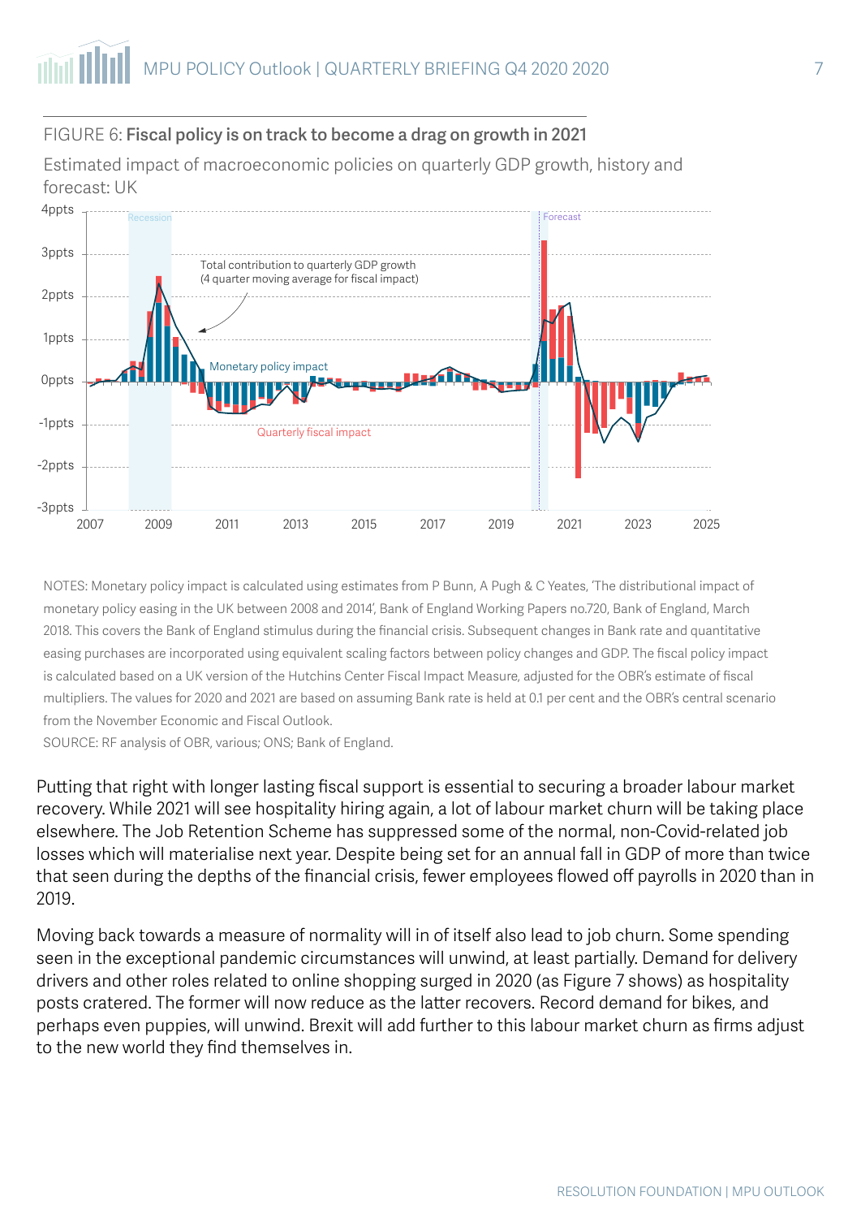FIGURE 6: **Fiscal policy is on track to become a drag on growth in 2021**

Estimated impact of macroeconomic policies on quarterly GDP growth, history and forecast: UK

NOTES: Monetary policy impact is calculated using estimates from P Bunn, A Pugh & C Yeates, 'The distributional impact of monetary policy easing in the UK between 2008 and 2014', Bank of England Working Papers no.720, Bank of England, March 2018. This covers the Bank of England stimulus during the financial crisis. Subsequent changes in Bank rate and quantitative easing purchases are incorporated using equivalent scaling factors between policy changes and GDP. The fiscal policy impact is calculated based on a UK version of the Hutchins Center Fiscal Impact Measure, adjusted for the OBR's estimate of fiscal multipliers. The values for 2020 and 2021 are based on assuming Bank rate is held at 0.1 per cent and the OBR's central scenario from the November Economic and Fiscal Outlook.

SOURCE: RF analysis of OBR, various; ONS; Bank of England.

Putting that right with longer lasting fiscal support is essential to securing a broader labour market recovery. While 2021 will see hospitality hiring again, a lot of labour market churn will be taking place elsewhere. The Job Retention Scheme has suppressed some of the normal, non-Covid-related job losses which will materialise next year. Despite being set for an annual fall in GDP of more than twice that seen during the depths of the financial crisis, fewer employees flowed off payrolls in 2020 than in 2019.

Moving back towards a measure of normality will in of itself also lead to job churn. Some spending seen in the exceptional pandemic circumstances will unwind, at least partially. Demand for delivery drivers and other roles related to online shopping surged in 2020 (as Figure 7 shows) as hospitality posts cratered. The former will now reduce as the latter recovers. Record demand for bikes, and perhaps even puppies, will unwind. Brexit will add further to this labour market churn as firms adjust to the new world they find themselves in.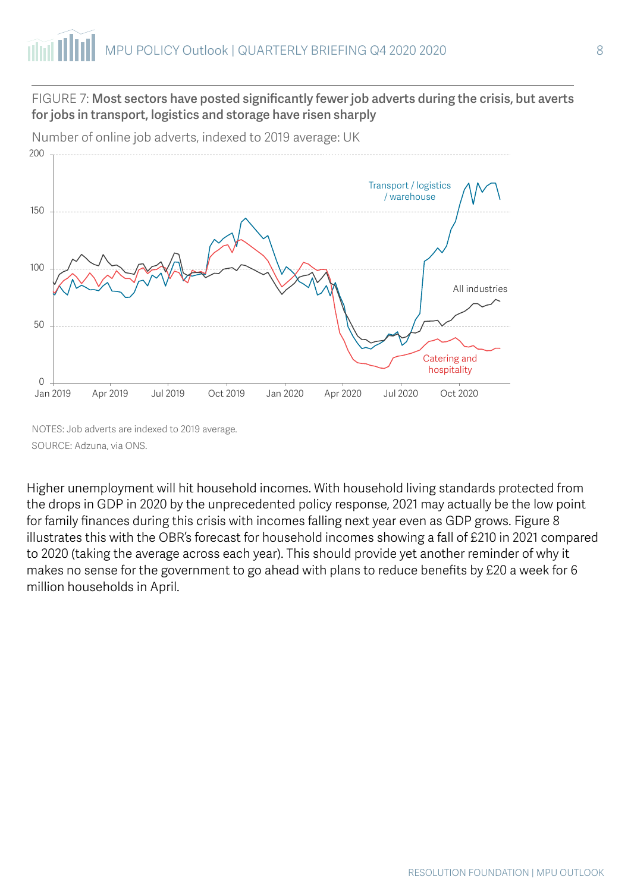FIGURE 7: **Most sectors have posted significantly fewer job adverts during the crisis, but averts for jobs in transport, logistics and storage have risen sharply**

Number of online job adverts, indexed to 2019 average: UK

NOTES: Job adverts are indexed to 2019 average.

SOURCE: Adzuna, via ONS.

Higher unemployment will hit household incomes. With household living standards protected from the drops in GDP in 2020 by the unprecedented policy response, 2021 may actually be the low point for family finances during this crisis with incomes falling next year even as GDP grows. Figure 8 illustrates this with the OBR's forecast for household incomes showing a fall of £210 in 2021 compared to 2020 (taking the average across each year). This should provide yet another reminder of why it makes no sense for the government to go ahead with plans to reduce benefits by £20 a week for 6 million households in April.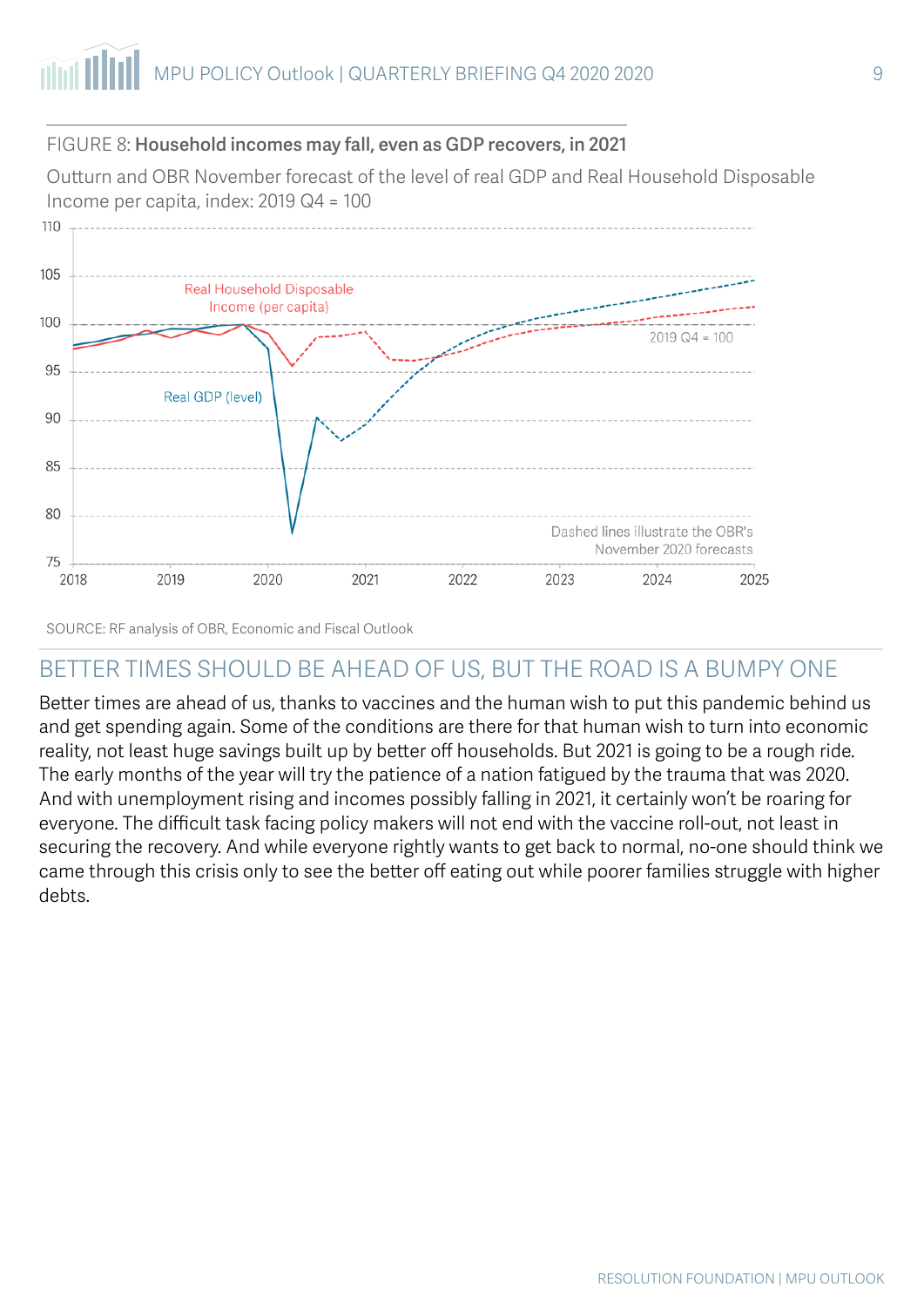FIGURE 8: **Household incomes may fall, even as GDP recovers, in 2021**

Outturn and OBR November forecast of the level of real GDP and Real Household Disposable Income per capita, index: 2019 Q4 = 100

SOURCE: RF analysis of OBR, Economic and Fiscal Outlook

## BETTER TIMES SHOULD BE AHEAD OF US, BUT THE ROAD IS A BUMPY ONE

Better times are ahead of us, thanks to vaccines and the human wish to put this pandemic behind us and get spending again. Some of the conditions are there for that human wish to turn into economic reality, not least huge savings built up by better off households. But 2021 is going to be a rough ride. The early months of the year will try the patience of a nation fatigued by the trauma that was 2020. And with unemployment rising and incomes possibly falling in 2021, it certainly won't be roaring for everyone. The difficult task facing policy makers will not end with the vaccine roll-out, not least in securing the recovery. And while everyone rightly wants to get back to normal, no-one should think we came through this crisis only to see the better off eating out while poorer families struggle with higher debts.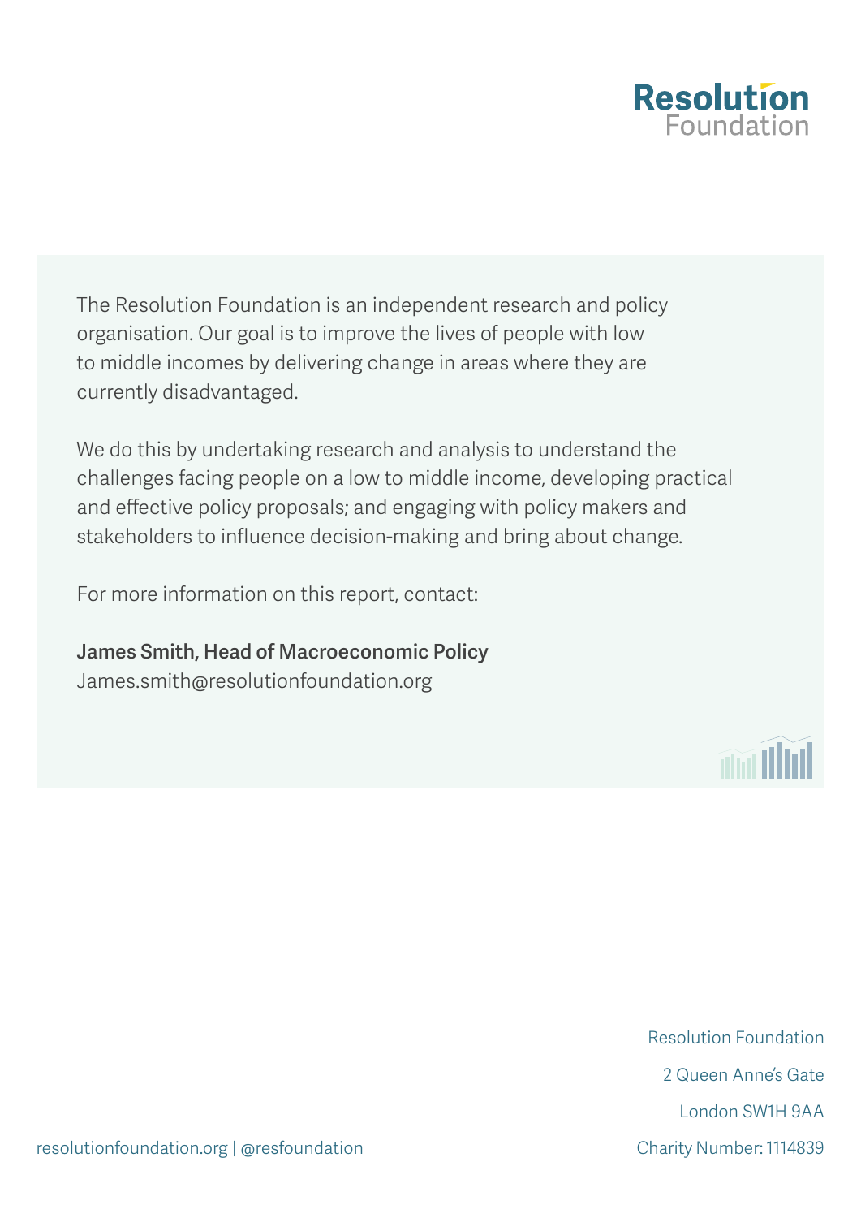Resolution Foundation

The Resolution Foundation is an independent research and policy organisation. Our goal is to improve the lives of people with low to middle incomes by delivering change in areas where they are currently disadvantaged.

We do this by undertaking research and analysis to understand the challenges facing people on a low to middle income, developing practical and effective policy proposals; and engaging with policy makers and stakeholders to influence decision-making and bring about change.

For more information on this report, contact:

**James Smith, Head of Macroeconomic Policy**
James.smith@resolutionfoundation.org

Resolution Foundation
2 Queen Anne's Gate
London SW1H 9AA
Charity Number: 1114839

resolutionfoundation.org | @resfoundation